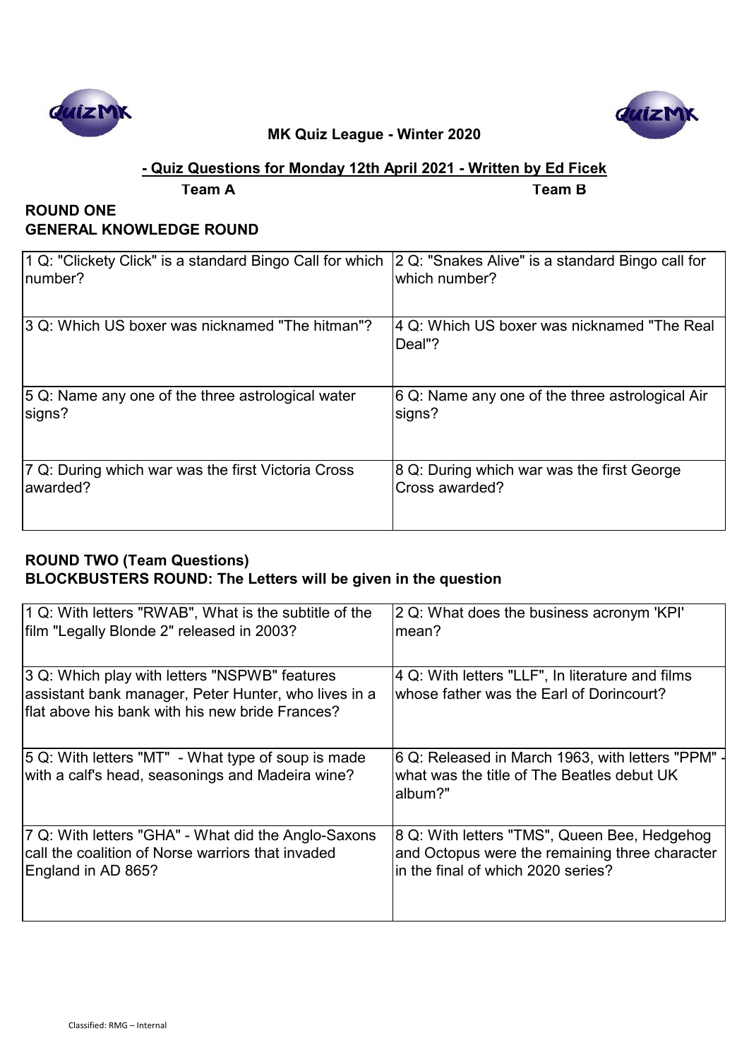**MK Quiz League - Winter 2020**

**- Quiz Questions for Monday 12th April 2021 - Written by Ed Ficek**

**ROUND ONE**
**GENERAL KNOWLEDGE ROUND**

| Team A | Team B |
|---|---|
| 1 Q: "Clickety Click" is a standard Bingo Call for which number? | 2 Q: "Snakes Alive" is a standard Bingo call for which number? |
| 3 Q: Which US boxer was nicknamed "The hitman"? | 4 Q: Which US boxer was nicknamed "The Real Deal"? |
| 5 Q: Name any one of the three astrological water signs? | 6 Q: Name any one of the three astrological Air signs? |
| 7 Q: During which war was the first Victoria Cross awarded? | 8 Q: During which war was the first George Cross awarded? |

**ROUND TWO (Team Questions)**
**BLOCKBUSTERS ROUND: The Letters will be given in the question**

| Team A | Team B |
|---|---|
| 1 Q: With letters "RWAB", What is the subtitle of the film "Legally Blonde 2" released in 2003? | 2 Q: What does the business acronym 'KPI' mean? |
| 3 Q: Which play with letters "NSPWB" features assistant bank manager, Peter Hunter, who lives in a flat above his bank with his new bride Frances? | 4 Q: With letters "LLF", In literature and films whose father was the Earl of Dorincourt? |
| 5 Q: With letters "MT" - What type of soup is made with a calf's head, seasonings and Madeira wine? | 6 Q: Released in March 1963, with letters "PPM" - what was the title of The Beatles debut UK album?" |
| 7 Q: With letters "GHA" - What did the Anglo-Saxons call the coalition of Norse warriors that invaded England in AD 865? | 8 Q: With letters "TMS", Queen Bee, Hedgehog and Octopus were the remaining three character in the final of which 2020 series? |

Classified: RMG – Internal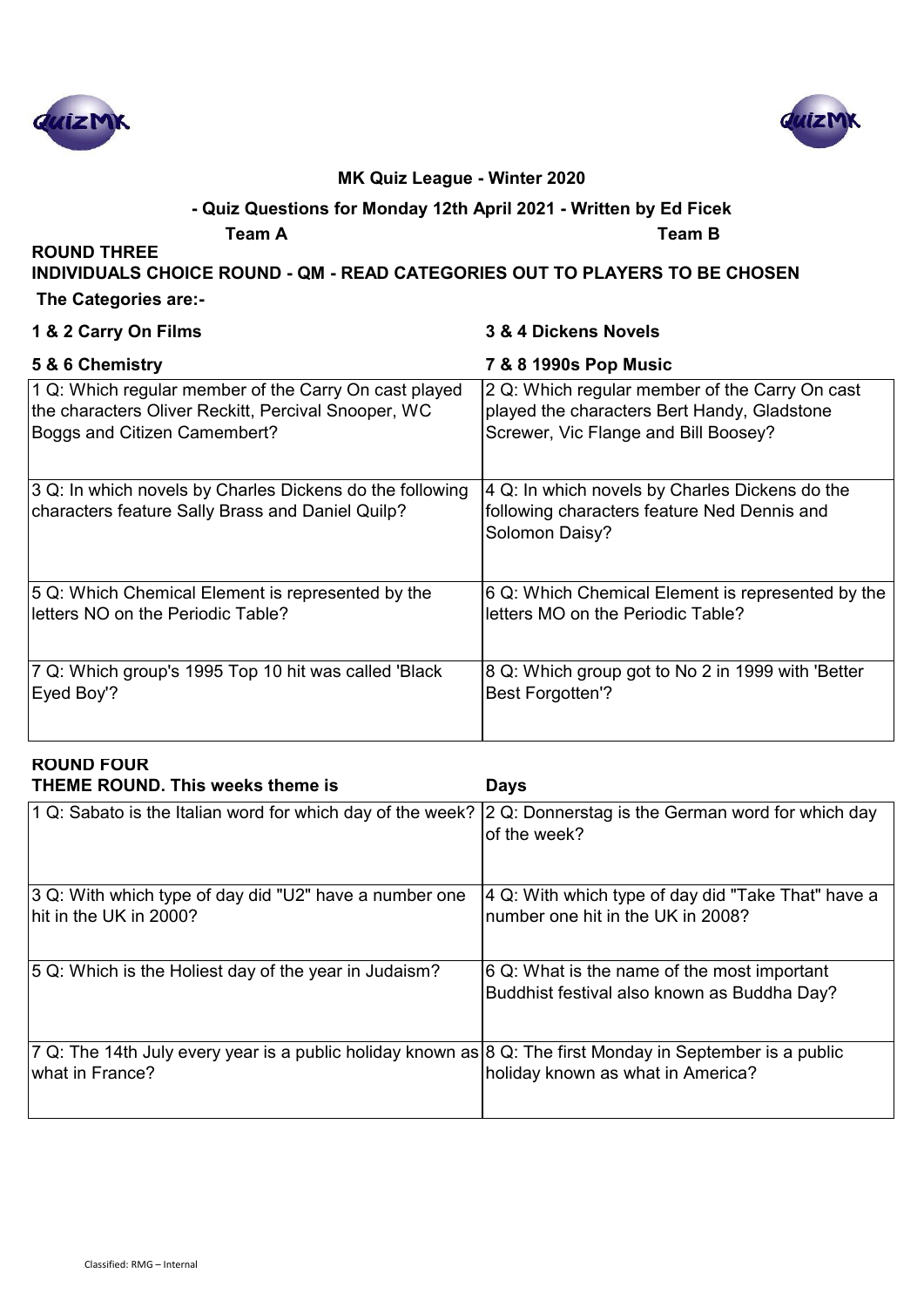**MK Quiz League - Winter 2020**

**- Quiz Questions for Monday 12th April 2021 - Written by Ed Ficek**

**Team A** **Team B**

## ROUND THREE

**INDIVIDUALS CHOICE ROUND - QM - READ CATEGORIES OUT TO PLAYERS TO BE CHOSEN**

**The Categories are:-**

**1 & 2 Carry On Films** **3 & 4 Dickens Novels**

**5 & 6 Chemistry** **7 & 8 1990s Pop Music**

| Team A | Team B |
|---|---|
| 1 Q: Which regular member of the Carry On cast played the characters Oliver Reckitt, Percival Snooper, WC Boggs and Citizen Camembert? | 2 Q: Which regular member of the Carry On cast played the characters Bert Handy, Gladstone Screwer, Vic Flange and Bill Boosey? |
| 3 Q: In which novels by Charles Dickens do the following characters feature Sally Brass and Daniel Quilp? | 4 Q: In which novels by Charles Dickens do the following characters feature Ned Dennis and Solomon Daisy? |
| 5 Q: Which Chemical Element is represented by the letters NO on the Periodic Table? | 6 Q: Which Chemical Element is represented by the letters MO on the Periodic Table? |
| 7 Q: Which group's 1995 Top 10 hit was called 'Black Eyed Boy'? | 8 Q: Which group got to No 2 in 1999 with 'Better Best Forgotten'? |

## ROUND FOUR

**THEME ROUND. This weeks theme is** **Days**

| Team A | Team B |
|---|---|
| 1 Q: Sabato is the Italian word for which day of the week? | 2 Q: Donnerstag is the German word for which day of the week? |
| 3 Q: With which type of day did "U2" have a number one hit in the UK in 2000? | 4 Q: With which type of day did "Take That" have a number one hit in the UK in 2008? |
| 5 Q: Which is the Holiest day of the year in Judaism? | 6 Q: What is the name of the most important Buddhist festival also known as Buddha Day? |
| 7 Q: The 14th July every year is a public holiday known as what in France? | 8 Q: The first Monday in September is a public holiday known as what in America? |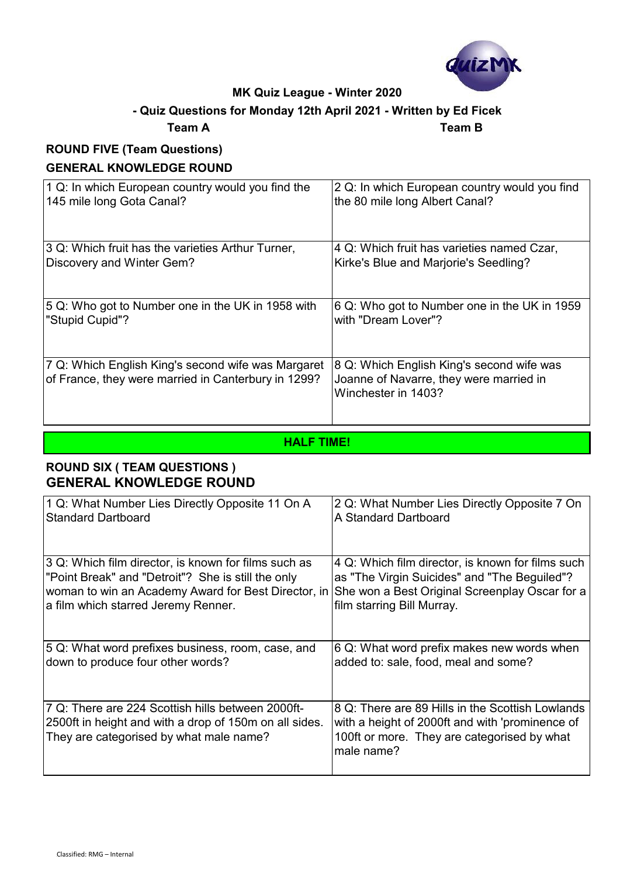**MK Quiz League - Winter 2020**

**- Quiz Questions for Monday 12th April 2021 - Written by Ed Ficek**

**Team A** **Team B**

## ROUND FIVE (Team Questions)

## GENERAL KNOWLEDGE ROUND

| Team A | Team B |
|---|---|
| 1 Q: In which European country would you find the 145 mile long Gota Canal? | 2 Q: In which European country would you find the 80 mile long Albert Canal? |
| 3 Q: Which fruit has the varieties Arthur Turner, Discovery and Winter Gem? | 4 Q: Which fruit has varieties named Czar, Kirke's Blue and Marjorie's Seedling? |
| 5 Q: Who got to Number one in the UK in 1958 with "Stupid Cupid"? | 6 Q: Who got to Number one in the UK in 1959 with "Dream Lover"? |
| 7 Q: Which English King's second wife was Margaret of France, they were married in Canterbury in 1299? | 8 Q: Which English King's second wife was Joanne of Navarre, they were married in Winchester in 1403? |

**HALF TIME!**

## ROUND SIX ( TEAM QUESTIONS )

## GENERAL KNOWLEDGE ROUND

| Team A | Team B |
|---|---|
| 1 Q: What Number Lies Directly Opposite 11 On A Standard Dartboard | 2 Q: What Number Lies Directly Opposite 7 On A Standard Dartboard |
| 3 Q: Which film director, is known for films such as "Point Break" and "Detroit"? She is still the only woman to win an Academy Award for Best Director, in a film which starred Jeremy Renner. | 4 Q: Which film director, is known for films such as "The Virgin Suicides" and "The Beguiled"? She won a Best Original Screenplay Oscar for a film starring Bill Murray. |
| 5 Q: What word prefixes business, room, case, and down to produce four other words? | 6 Q: What word prefix makes new words when added to: sale, food, meal and some? |
| 7 Q: There are 224 Scottish hills between 2000ft-2500ft in height and with a drop of 150m on all sides. They are categorised by what male name? | 8 Q: There are 89 Hills in the Scottish Lowlands with a height of 2000ft and with 'prominence of 100ft or more. They are categorised by what male name? |

Classified: RMG – Internal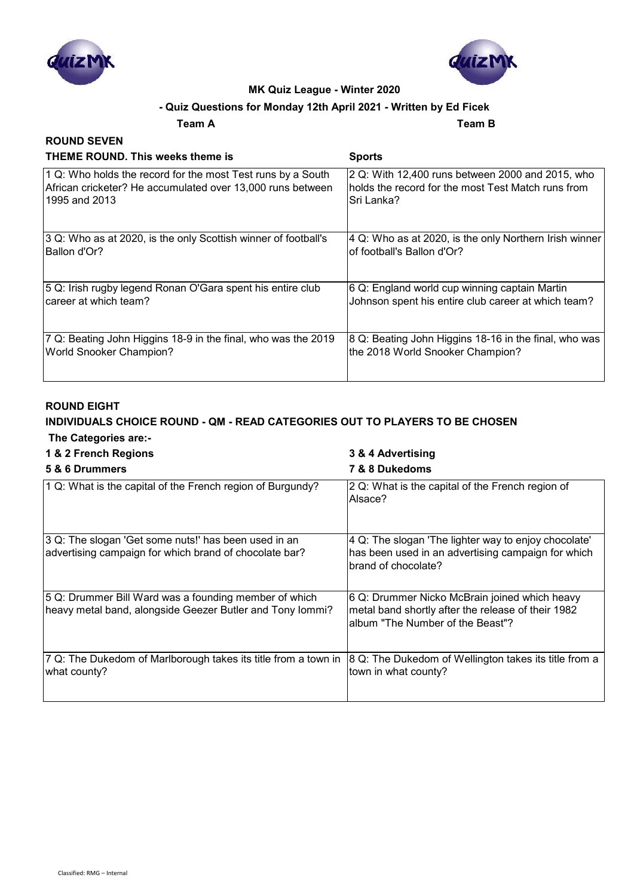**MK Quiz League - Winter 2020**

**- Quiz Questions for Monday 12th April 2021 - Written by Ed Ficek**

**Team A** **Team B**

## ROUND SEVEN

| THEME ROUND. This weeks theme is | Sports |
|---|---|
| 1 Q: Who holds the record for the most Test runs by a South African cricketer? He accumulated over 13,000 runs between 1995 and 2013 | 2 Q: With 12,400 runs between 2000 and 2015, who holds the record for the most Test Match runs from Sri Lanka? |
| 3 Q: Who as at 2020, is the only Scottish winner of football's Ballon d'Or? | 4 Q: Who as at 2020, is the only Northern Irish winner of football's Ballon d'Or? |
| 5 Q: Irish rugby legend Ronan O'Gara spent his entire club career at which team? | 6 Q: England world cup winning captain Martin Johnson spent his entire club career at which team? |
| 7 Q: Beating John Higgins 18-9 in the final, who was the 2019 World Snooker Champion? | 8 Q: Beating John Higgins 18-16 in the final, who was the 2018 World Snooker Champion? |

## ROUND EIGHT

**INDIVIDUALS CHOICE ROUND - QM - READ CATEGORIES OUT TO PLAYERS TO BE CHOSEN**

**The Categories are:-**

**1 & 2 French Regions** **3 & 4 Advertising**

**5 & 6 Drummers** **7 & 8 Dukedoms**

| | |
|---|---|
| 1 Q: What is the capital of the French region of Burgundy? | 2 Q: What is the capital of the French region of Alsace? |
| 3 Q: The slogan 'Get some nuts!' has been used in an advertising campaign for which brand of chocolate bar? | 4 Q: The slogan 'The lighter way to enjoy chocolate' has been used in an advertising campaign for which brand of chocolate? |
| 5 Q: Drummer Bill Ward was a founding member of which heavy metal band, alongside Geezer Butler and Tony Iommi? | 6 Q: Drummer Nicko McBrain joined which heavy metal band shortly after the release of their 1982 album "The Number of the Beast"? |
| 7 Q: The Dukedom of Marlborough takes its title from a town in what county? | 8 Q: The Dukedom of Wellington takes its title from a town in what county? |

Classified: RMG – Internal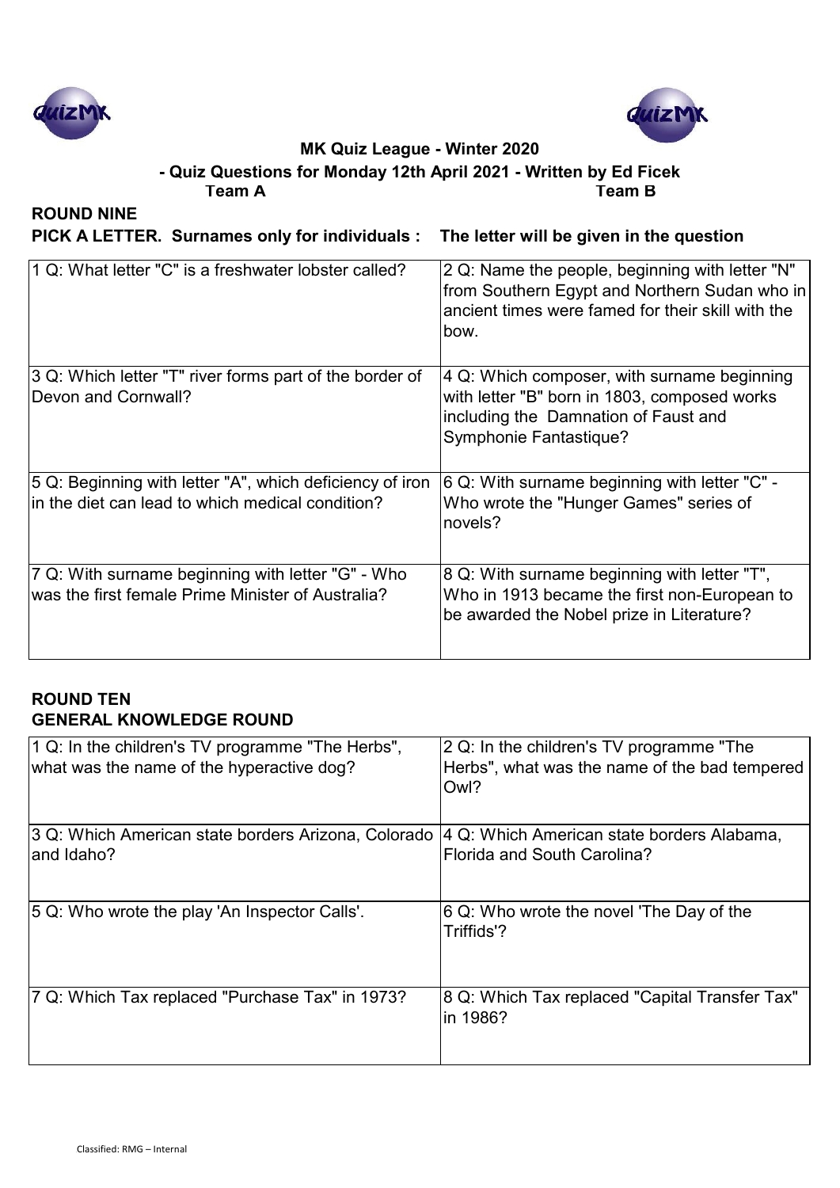**MK Quiz League - Winter 2020**

**- Quiz Questions for Monday 12th April 2021 - Written by Ed Ficek**

**Team A** **Team B**

## ROUND NINE

**PICK A LETTER. Surnames only for individuals : The letter will be given in the question**

| Team A | Team B |
|---|---|
| 1 Q: What letter "C" is a freshwater lobster called? | 2 Q: Name the people, beginning with letter "N" from Southern Egypt and Northern Sudan who in ancient times were famed for their skill with the bow. |
| 3 Q: Which letter "T" river forms part of the border of Devon and Cornwall? | 4 Q: Which composer, with surname beginning with letter "B" born in 1803, composed works including the Damnation of Faust and Symphonie Fantastique? |
| 5 Q: Beginning with letter "A", which deficiency of iron in the diet can lead to which medical condition? | 6 Q: With surname beginning with letter "C" - Who wrote the "Hunger Games" series of novels? |
| 7 Q: With surname beginning with letter "G" - Who was the first female Prime Minister of Australia? | 8 Q: With surname beginning with letter "T", Who in 1913 became the first non-European to be awarded the Nobel prize in Literature? |

## ROUND TEN

**GENERAL KNOWLEDGE ROUND**

| Team A | Team B |
|---|---|
| 1 Q: In the children's TV programme "The Herbs", what was the name of the hyperactive dog? | 2 Q: In the children's TV programme "The Herbs", what was the name of the bad tempered Owl? |
| 3 Q: Which American state borders Arizona, Colorado and Idaho? | 4 Q: Which American state borders Alabama, Florida and South Carolina? |
| 5 Q: Who wrote the play 'An Inspector Calls'. | 6 Q: Who wrote the novel 'The Day of the Triffids'? |
| 7 Q: Which Tax replaced "Purchase Tax" in 1973? | 8 Q: Which Tax replaced "Capital Transfer Tax" in 1986? |

Classified: RMG – Internal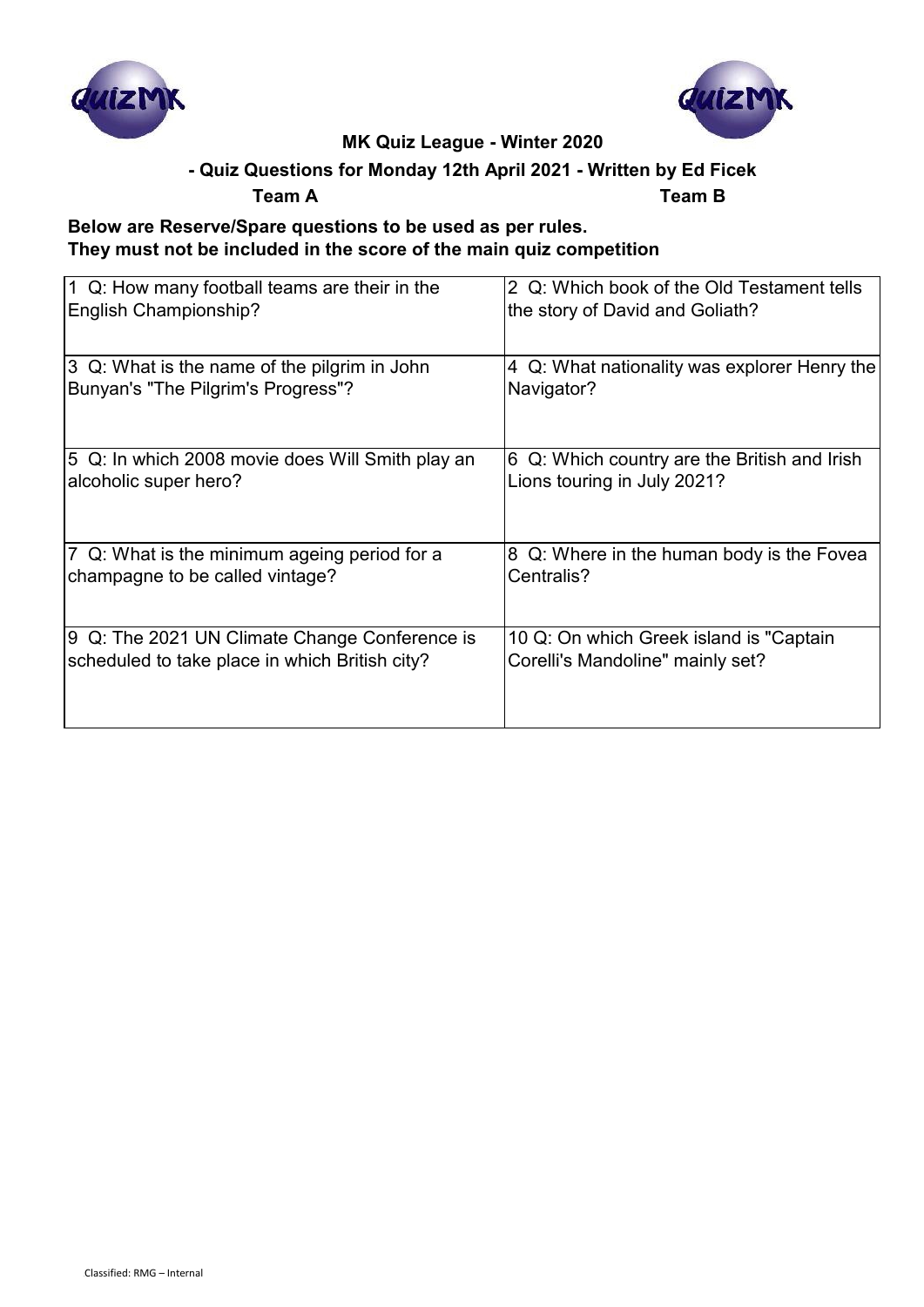**MK Quiz League - Winter 2020**

**- Quiz Questions for Monday 12th April 2021 - Written by Ed Ficek**

**Team A** **Team B**

**Below are Reserve/Spare questions to be used as per rules.**
**They must not be included in the score of the main quiz competition**

| | |
|---|---|
| 1 Q: How many football teams are their in the English Championship? | 2 Q: Which book of the Old Testament tells the story of David and Goliath? |
| 3 Q: What is the name of the pilgrim in John Bunyan's "The Pilgrim's Progress"? | 4 Q: What nationality was explorer Henry the Navigator? |
| 5 Q: In which 2008 movie does Will Smith play an alcoholic super hero? | 6 Q: Which country are the British and Irish Lions touring in July 2021? |
| 7 Q: What is the minimum ageing period for a champagne to be called vintage? | 8 Q: Where in the human body is the Fovea Centralis? |
| 9 Q: The 2021 UN Climate Change Conference is scheduled to take place in which British city? | 10 Q: On which Greek island is "Captain Corelli's Mandoline" mainly set? |

Classified: RMG – Internal